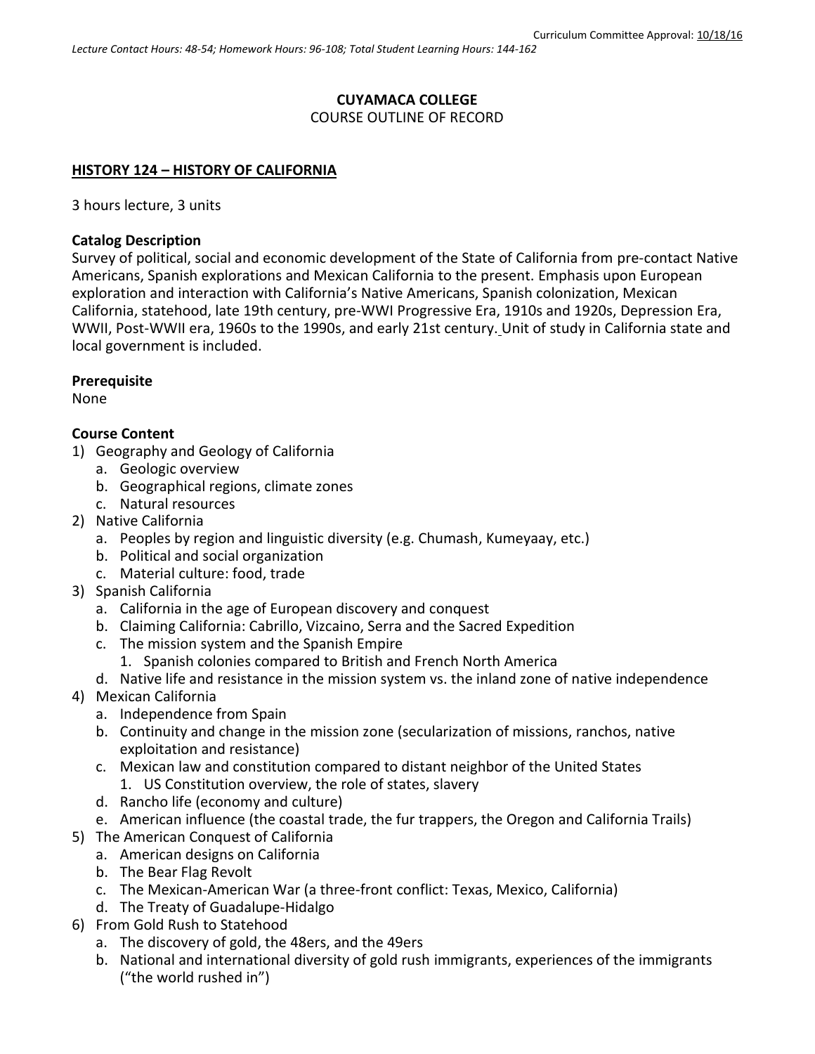Curriculum Committee Approval: 10/18/16

*Lecture Contact Hours: 48-54; Homework Hours: 96-108; Total Student Learning Hours: 144-162*

**CUYAMACA COLLEGE**
COURSE OUTLINE OF RECORD

**HISTORY 124 – HISTORY OF CALIFORNIA**

3 hours lecture, 3 units

**Catalog Description**
Survey of political, social and economic development of the State of California from pre-contact Native Americans, Spanish explorations and Mexican California to the present. Emphasis upon European exploration and interaction with California's Native Americans, Spanish colonization, Mexican California, statehood, late 19th century, pre-WWI Progressive Era, 1910s and 1920s, Depression Era, WWII, Post-WWII era, 1960s to the 1990s, and early 21st century. Unit of study in California state and local government is included.

**Prerequisite**
None

**Course Content**

1) Geography and Geology of California
   a. Geologic overview
   b. Geographical regions, climate zones
   c. Natural resources
2) Native California
   a. Peoples by region and linguistic diversity (e.g. Chumash, Kumeyaay, etc.)
   b. Political and social organization
   c. Material culture: food, trade
3) Spanish California
   a. California in the age of European discovery and conquest
   b. Claiming California: Cabrillo, Vizcaino, Serra and the Sacred Expedition
   c. The mission system and the Spanish Empire
      1. Spanish colonies compared to British and French North America
   d. Native life and resistance in the mission system vs. the inland zone of native independence
4) Mexican California
   a. Independence from Spain
   b. Continuity and change in the mission zone (secularization of missions, ranchos, native exploitation and resistance)
   c. Mexican law and constitution compared to distant neighbor of the United States
      1. US Constitution overview, the role of states, slavery
   d. Rancho life (economy and culture)
   e. American influence (the coastal trade, the fur trappers, the Oregon and California Trails)
5) The American Conquest of California
   a. American designs on California
   b. The Bear Flag Revolt
   c. The Mexican-American War (a three-front conflict: Texas, Mexico, California)
   d. The Treaty of Guadalupe-Hidalgo
6) From Gold Rush to Statehood
   a. The discovery of gold, the 48ers, and the 49ers
   b. National and international diversity of gold rush immigrants, experiences of the immigrants ("the world rushed in")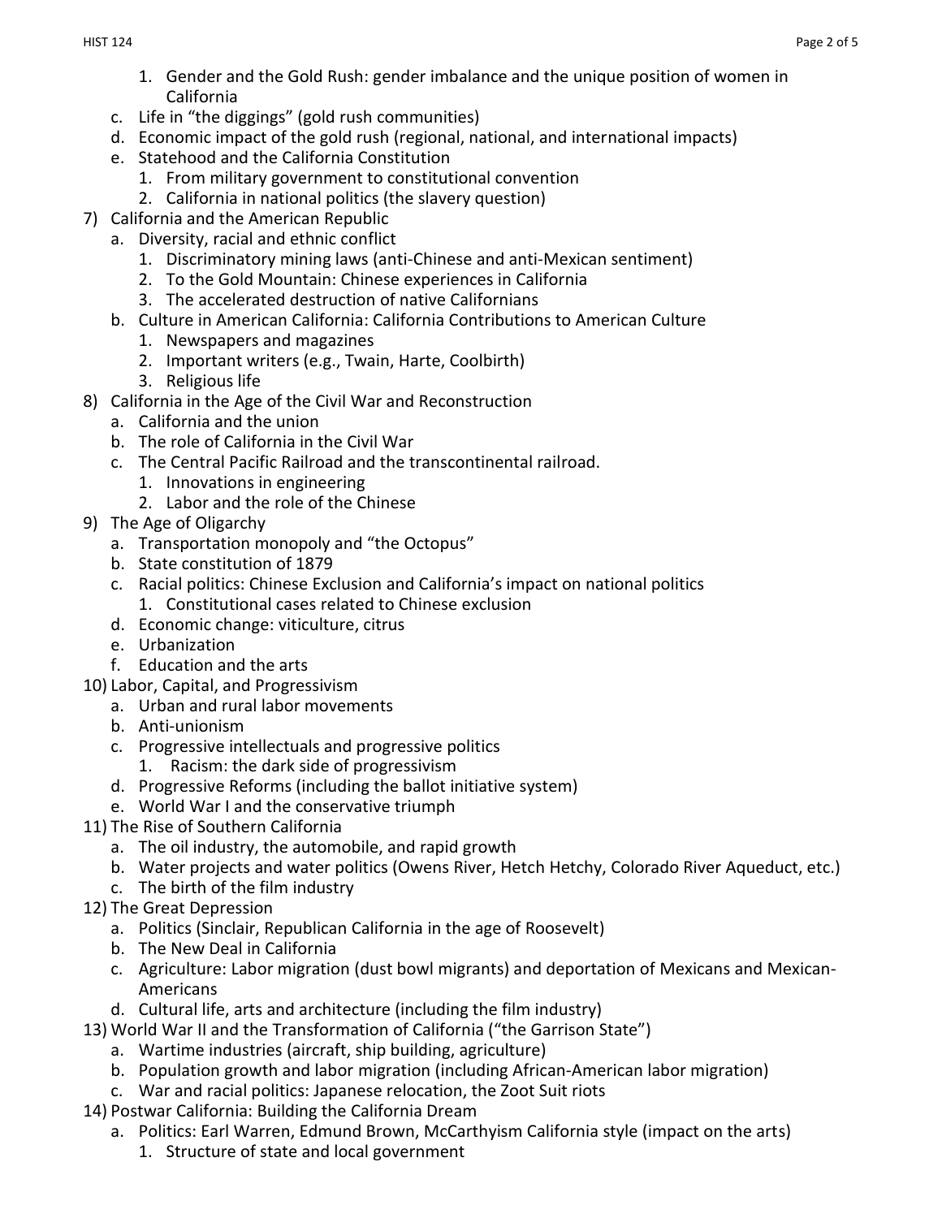1. Gender and the Gold Rush: gender imbalance and the unique position of women in California
    c. Life in "the diggings" (gold rush communities)
    d. Economic impact of the gold rush (regional, national, and international impacts)
    e. Statehood and the California Constitution
        1. From military government to constitutional convention
        2. California in national politics (the slavery question)

7) California and the American Republic
    a. Diversity, racial and ethnic conflict
        1. Discriminatory mining laws (anti-Chinese and anti-Mexican sentiment)
        2. To the Gold Mountain: Chinese experiences in California
        3. The accelerated destruction of native Californians
    b. Culture in American California: California Contributions to American Culture
        1. Newspapers and magazines
        2. Important writers (e.g., Twain, Harte, Coolbirth)
        3. Religious life

8) California in the Age of the Civil War and Reconstruction
    a. California and the union
    b. The role of California in the Civil War
    c. The Central Pacific Railroad and the transcontinental railroad.
        1. Innovations in engineering
        2. Labor and the role of the Chinese

9) The Age of Oligarchy
    a. Transportation monopoly and "the Octopus"
    b. State constitution of 1879
    c. Racial politics: Chinese Exclusion and California's impact on national politics
        1. Constitutional cases related to Chinese exclusion
    d. Economic change: viticulture, citrus
    e. Urbanization
    f. Education and the arts

10) Labor, Capital, and Progressivism
    a. Urban and rural labor movements
    b. Anti-unionism
    c. Progressive intellectuals and progressive politics
        1. Racism: the dark side of progressivism
    d. Progressive Reforms (including the ballot initiative system)
    e. World War I and the conservative triumph

11) The Rise of Southern California
    a. The oil industry, the automobile, and rapid growth
    b. Water projects and water politics (Owens River, Hetch Hetchy, Colorado River Aqueduct, etc.)
    c. The birth of the film industry

12) The Great Depression
    a. Politics (Sinclair, Republican California in the age of Roosevelt)
    b. The New Deal in California
    c. Agriculture: Labor migration (dust bowl migrants) and deportation of Mexicans and Mexican-Americans
    d. Cultural life, arts and architecture (including the film industry)

13) World War II and the Transformation of California ("the Garrison State")
    a. Wartime industries (aircraft, ship building, agriculture)
    b. Population growth and labor migration (including African-American labor migration)
    c. War and racial politics: Japanese relocation, the Zoot Suit riots

14) Postwar California: Building the California Dream
    a. Politics: Earl Warren, Edmund Brown, McCarthyism California style (impact on the arts)
        1. Structure of state and local government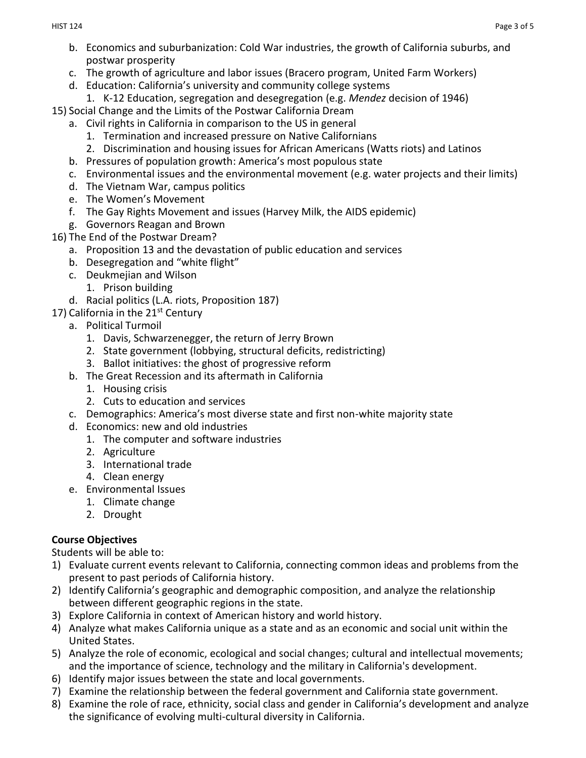b. Economics and suburbanization: Cold War industries, the growth of California suburbs, and postwar prosperity
   c. The growth of agriculture and labor issues (Bracero program, United Farm Workers)
   d. Education: California's university and community college systems
      1. K-12 Education, segregation and desegregation (e.g. *Mendez* decision of 1946)

15) Social Change and the Limits of the Postwar California Dream
   a. Civil rights in California in comparison to the US in general
      1. Termination and increased pressure on Native Californians
      2. Discrimination and housing issues for African Americans (Watts riots) and Latinos
   b. Pressures of population growth: America's most populous state
   c. Environmental issues and the environmental movement (e.g. water projects and their limits)
   d. The Vietnam War, campus politics
   e. The Women's Movement
   f. The Gay Rights Movement and issues (Harvey Milk, the AIDS epidemic)
   g. Governors Reagan and Brown

16) The End of the Postwar Dream?
   a. Proposition 13 and the devastation of public education and services
   b. Desegregation and "white flight"
   c. Deukmejian and Wilson
      1. Prison building
   d. Racial politics (L.A. riots, Proposition 187)

17) California in the 21st Century
   a. Political Turmoil
      1. Davis, Schwarzenegger, the return of Jerry Brown
      2. State government (lobbying, structural deficits, redistricting)
      3. Ballot initiatives: the ghost of progressive reform
   b. The Great Recession and its aftermath in California
      1. Housing crisis
      2. Cuts to education and services
   c. Demographics: America's most diverse state and first non-white majority state
   d. Economics: new and old industries
      1. The computer and software industries
      2. Agriculture
      3. International trade
      4. Clean energy
   e. Environmental Issues
      1. Climate change
      2. Drought

**Course Objectives**

Students will be able to:

1) Evaluate current events relevant to California, connecting common ideas and problems from the present to past periods of California history.
2) Identify California's geographic and demographic composition, and analyze the relationship between different geographic regions in the state.
3) Explore California in context of American history and world history.
4) Analyze what makes California unique as a state and as an economic and social unit within the United States.
5) Analyze the role of economic, ecological and social changes; cultural and intellectual movements; and the importance of science, technology and the military in California's development.
6) Identify major issues between the state and local governments.
7) Examine the relationship between the federal government and California state government.
8) Examine the role of race, ethnicity, social class and gender in California's development and analyze the significance of evolving multi-cultural diversity in California.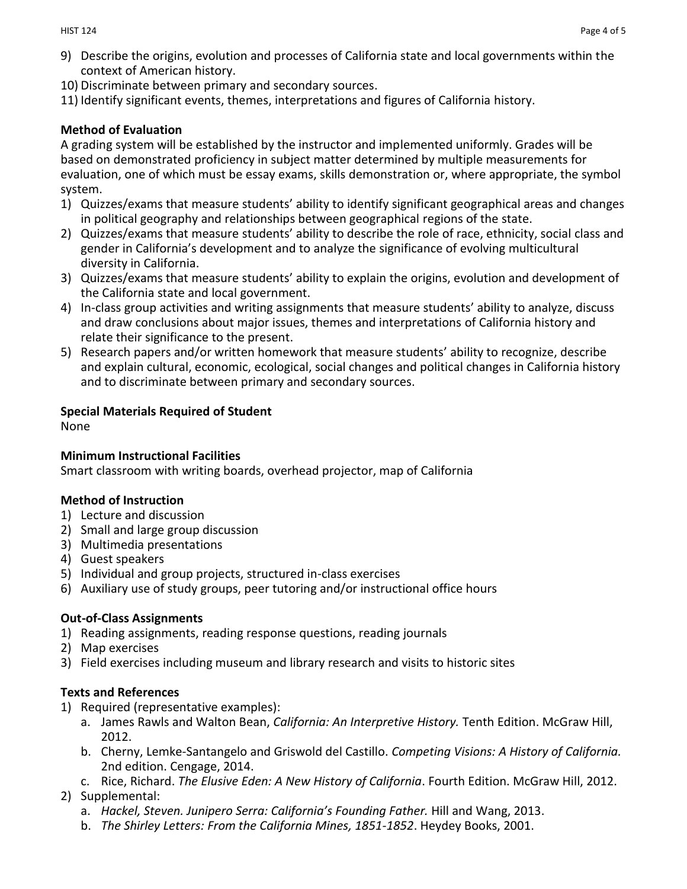9) Describe the origins, evolution and processes of California state and local governments within the context of American history.
10) Discriminate between primary and secondary sources.
11) Identify significant events, themes, interpretations and figures of California history.

**Method of Evaluation**

A grading system will be established by the instructor and implemented uniformly. Grades will be based on demonstrated proficiency in subject matter determined by multiple measurements for evaluation, one of which must be essay exams, skills demonstration or, where appropriate, the symbol system.

1) Quizzes/exams that measure students' ability to identify significant geographical areas and changes in political geography and relationships between geographical regions of the state.
2) Quizzes/exams that measure students' ability to describe the role of race, ethnicity, social class and gender in California's development and to analyze the significance of evolving multicultural diversity in California.
3) Quizzes/exams that measure students' ability to explain the origins, evolution and development of the California state and local government.
4) In-class group activities and writing assignments that measure students' ability to analyze, discuss and draw conclusions about major issues, themes and interpretations of California history and relate their significance to the present.
5) Research papers and/or written homework that measure students' ability to recognize, describe and explain cultural, economic, ecological, social changes and political changes in California history and to discriminate between primary and secondary sources.

**Special Materials Required of Student**

None

**Minimum Instructional Facilities**

Smart classroom with writing boards, overhead projector, map of California

**Method of Instruction**

1) Lecture and discussion
2) Small and large group discussion
3) Multimedia presentations
4) Guest speakers
5) Individual and group projects, structured in-class exercises
6) Auxiliary use of study groups, peer tutoring and/or instructional office hours

**Out-of-Class Assignments**

1) Reading assignments, reading response questions, reading journals
2) Map exercises
3) Field exercises including museum and library research and visits to historic sites

**Texts and References**

1) Required (representative examples):
   a. James Rawls and Walton Bean, *California: An Interpretive History.* Tenth Edition. McGraw Hill, 2012.
   b. Cherny, Lemke-Santangelo and Griswold del Castillo. *Competing Visions: A History of California.* 2nd edition. Cengage, 2014.
   c. Rice, Richard. *The Elusive Eden: A New History of California*. Fourth Edition. McGraw Hill, 2012.
2) Supplemental:
   a. *Hackel, Steven. Junipero Serra: California's Founding Father.* Hill and Wang, 2013.
   b. *The Shirley Letters: From the California Mines, 1851-1852*. Heydey Books, 2001.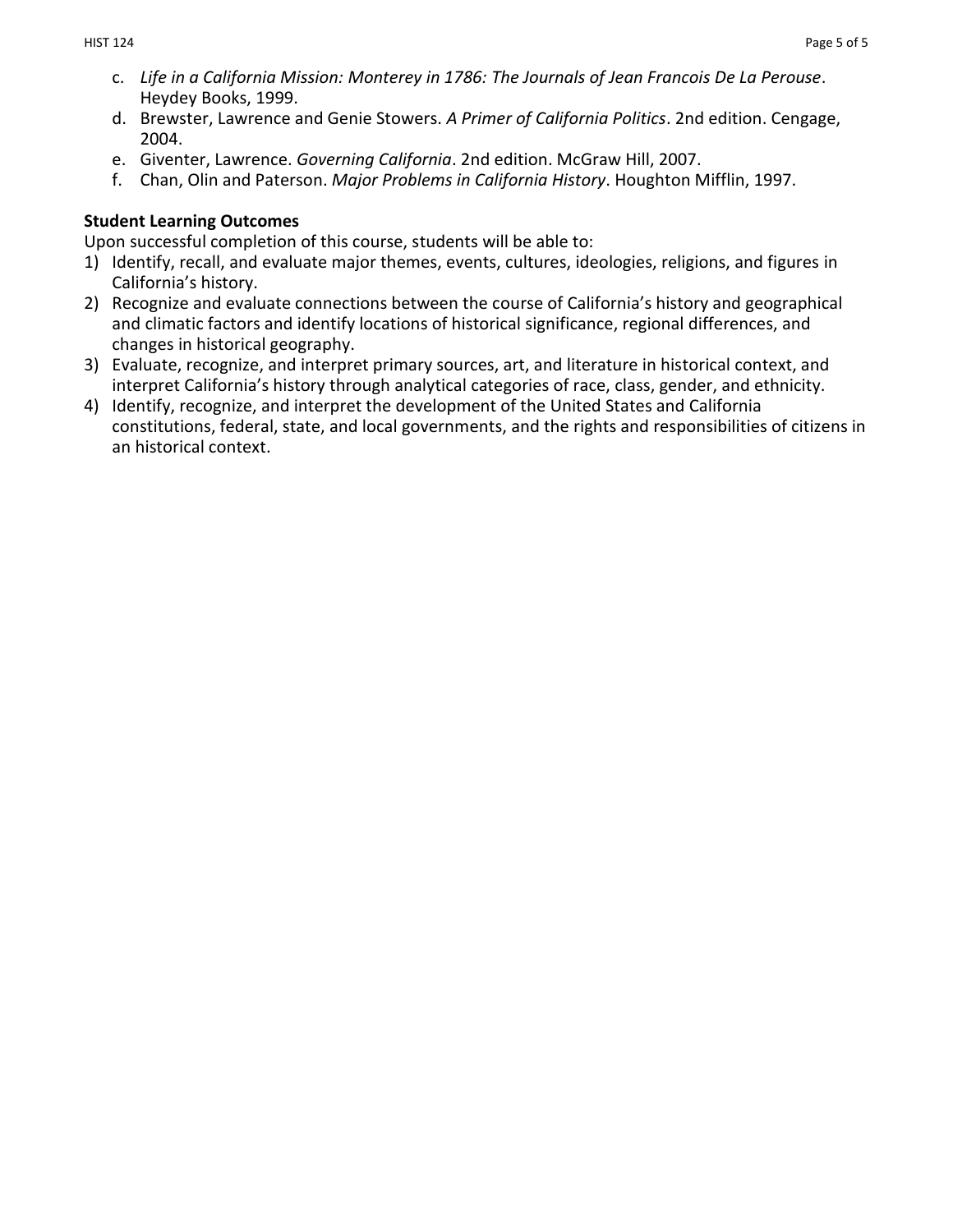c. *Life in a California Mission: Monterey in 1786: The Journals of Jean Francois De La Perouse*. Heydey Books, 1999.
d. Brewster, Lawrence and Genie Stowers. *A Primer of California Politics*. 2nd edition. Cengage, 2004.
e. Giventer, Lawrence. *Governing California*. 2nd edition. McGraw Hill, 2007.
f. Chan, Olin and Paterson. *Major Problems in California History*. Houghton Mifflin, 1997.

**Student Learning Outcomes**

Upon successful completion of this course, students will be able to:

1) Identify, recall, and evaluate major themes, events, cultures, ideologies, religions, and figures in California's history.
2) Recognize and evaluate connections between the course of California's history and geographical and climatic factors and identify locations of historical significance, regional differences, and changes in historical geography.
3) Evaluate, recognize, and interpret primary sources, art, and literature in historical context, and interpret California's history through analytical categories of race, class, gender, and ethnicity.
4) Identify, recognize, and interpret the development of the United States and California constitutions, federal, state, and local governments, and the rights and responsibilities of citizens in an historical context.